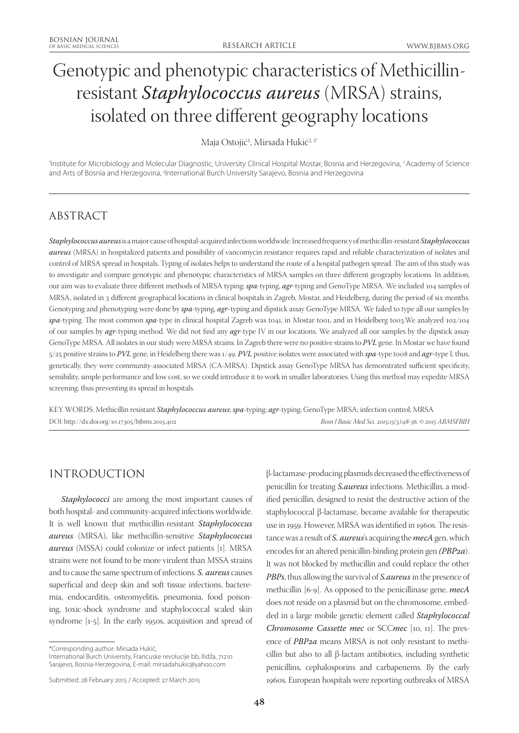# Genotypic and phenotypic characteristics of Methicillin-resistant *Staphylococcus aureus* (MRSA) strains, isolated on three different geography locations

Maja Ostojić[1], Mirsada Hukić[2, 3*]

[1]Institute for Microbiology and Molecular Diagnostic, University Clinical Hospital Mostar, Bosnia and Herzegovina, [2] Academy of Science and Arts of Bosnia and Herzegovina, [3]International Burch University Sarajevo, Bosnia and Herzegovina

## ABSTRACT

***Staphylococcus aureus*** is a major cause of hospital-acquired infections worldwide. Increased frequency of methicillin-resistant ***Staphylococcus aureus*** (MRSA) in hospitalized patients and possibility of vancomycin resistance requires rapid and reliable characterization of isolates and control of MRSA spread in hospitals. Typing of isolates helps to understand the route of a hospital pathogen spread. The aim of this study was to investigate and compare genotypic and phenotypic characteristics of MRSA samples on three different geography locations. In addition, our aim was to evaluate three different methods of MRSA typing: ***spa***-typing, ***agr***-typing and GenoType MRSA. We included 104 samples of MRSA, isolated in 3 different geographical locations in clinical hospitals in Zagreb, Mostar, and Heidelberg, during the period of six months. Genotyping and phenotyping were done by ***spa***-typing, ***agr***-typing and dipstick assay GenoType MRSA. We failed to type all our samples by ***spa***-typing. The most common ***spa***-type in clinical hospital Zagreb was t041, in Mostar t001, and in Heidelberg t003.We analyzed 102/104 of our samples by ***agr***-typing method. We did not find any ***agr***-type IV in our locations. We analyzed all our samples by the dipstick assay GenoType MRSA. All isolates in our study were MRSA strains. In Zagreb there were no positive strains to ***PVL*** gene. In Mostar we have found 5/25 positive strains to ***PVL*** gene, in Heidelberg there was 1/49. ***PVL*** positive isolates were associated with ***spa***-type t008 and ***agr***-type I, thus, genetically, they were community-associated MRSA (CA-MRSA). Dipstick assay GenoType MRSA has demonstrated sufficient specificity, sensibility, simple performance and low cost, so we could introduce it to work in smaller laboratories. Using this method may expedite MRSA screening, thus preventing its spread in hospitals.

KEY WORDS: Methicillin resistant ***Staphylococcus aureus***; ***spa***-typing; ***agr***-typing; GenoType MRSA; infection control; MRSA

DOI: http://dx.doi.org/10.17305/bjbms.2015.402

*Bosn J Basic Med Sci. 2015;15(3):48-56. © 2015 ABMSFBIH*

## INTRODUCTION

***Staphylococci*** are among the most important causes of both hospital- and community-acquired infections worldwide. It is well known that methicillin-resistant ***Staphylococcus aureus*** (MRSA), like methicillin-sensitive ***Staphylococcus aureus*** (MSSA) could colonize or infect patients [1]. MRSA strains were not found to be more virulent than MSSA strains and to cause the same spectrum of infections. ***S. aureus*** causes superficial and deep skin and soft tissue infections, bacteremia, endocarditis, osteomyelitis, pneumonia, food poisoning, toxic-shock syndrome and staphylococcal scaled skin syndrome [1-5]. In the early 1950s, acquisition and spread of β-lactamase-producing plasmids decreased the effectiveness of penicillin for treating ***S.aureus*** infections. Methicillin, a modified penicillin, designed to resist the destructive action of the staphylococcal β-lactamase, became available for therapeutic use in 1959. However, MRSA was identified in 1960s. The resistance was a result of ***S. aureus***'s acquiring the ***mecA*** gen, which encodes for an altered penicillin-binding protein gen ***(PBP2a)***. It was not blocked by methicillin and could replace the other ***PBPs***, thus allowing the survival of ***S.aureus*** in the presence of methicillin [6-9]. As opposed to the penicillinase gene, ***mecA*** does not reside on a plasmid but on the chromosome, embedded in a large mobile genetic element called ***Staphylococcal Chromosome Cassette mec*** or SCC***mec*** [10, 11]. The presence of ***PBP2a*** means MRSA is not only resistant to methicillin but also to all β-lactam antibiotics, including synthetic penicillins, cephalosporins and carbapenems. By the early 1960s, European hospitals were reporting outbreaks of MRSA

*Corresponding author: Mirsada Hukić,
International Burch University, Francuske revolucije bb, Ilidža, 71210 Sarajevo, Bosnia-Herzegovina, E-mail: mirsadahukic@yahoo.com

Submitted: 28 February 2015 / Accepted: 27 March 2015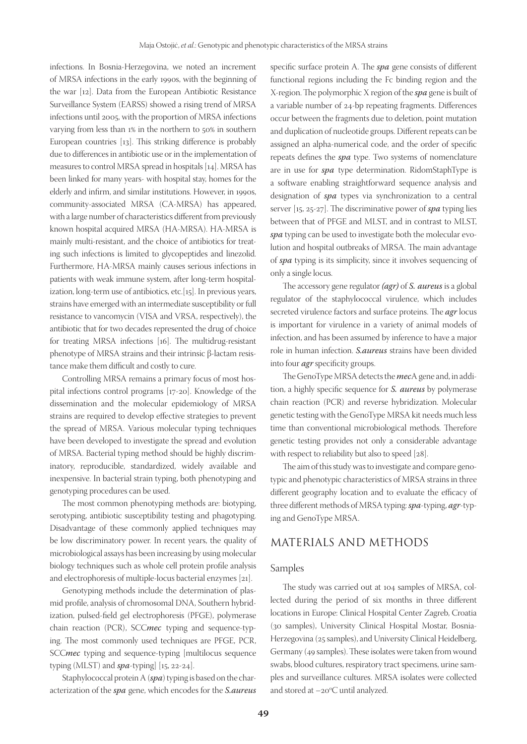infections. In Bosnia-Herzegovina, we noted an increment of MRSA infections in the early 1990s, with the beginning of the war [12]. Data from the European Antibiotic Resistance Surveillance System (EARSS) showed a rising trend of MRSA infections until 2005, with the proportion of MRSA infections varying from less than 1% in the northern to 50% in southern European countries [13]. This striking difference is probably due to differences in antibiotic use or in the implementation of measures to control MRSA spread in hospitals [14]. MRSA has been linked for many years- with hospital stay, homes for the elderly and infirm, and similar institutions. However, in 1990s, community-associated MRSA (CA-MRSA) has appeared, with a large number of characteristics different from previously known hospital acquired MRSA (HA-MRSA). HA-MRSA is mainly multi-resistant, and the choice of antibiotics for treating such infections is limited to glycopeptides and linezolid. Furthermore, HA-MRSA mainly causes serious infections in patients with weak immune system, after long-term hospitalization, long-term use of antibiotics, etc.[15]. In previous years, strains have emerged with an intermediate susceptibility or full resistance to vancomycin (VISA and VRSA, respectively), the antibiotic that for two decades represented the drug of choice for treating MRSA infections [16]. The multidrug-resistant phenotype of MRSA strains and their intrinsic β-lactam resistance make them difficult and costly to cure.

Controlling MRSA remains a primary focus of most hospital infections control programs [17-20]. Knowledge of the dissemination and the molecular epidemiology of MRSA strains are required to develop effective strategies to prevent the spread of MRSA. Various molecular typing techniques have been developed to investigate the spread and evolution of MRSA. Bacterial typing method should be highly discriminatory, reproducible, standardized, widely available and inexpensive. In bacterial strain typing, both phenotyping and genotyping procedures can be used.

The most common phenotyping methods are: biotyping, serotyping, antibiotic susceptibility testing and phagotyping. Disadvantage of these commonly applied techniques may be low discriminatory power. In recent years, the quality of microbiological assays has been increasing by using molecular biology techniques such as whole cell protein profile analysis and electrophoresis of multiple-locus bacterial enzymes [21].

Genotyping methods include the determination of plasmid profile, analysis of chromosomal DNA, Southern hybridization, pulsed-field gel electrophoresis (PFGE), polymerase chain reaction (PCR), SCC***mec*** typing and sequence-typing. The most commonly used techniques are PFGE, PCR, SCC***mec*** typing and sequence-typing [multilocus sequence typing (MLST) and ***spa***-typing] [15, 22-24].

Staphylococcal protein A (***spa***) typing is based on the characterization of the ***spa*** gene, which encodes for the ***S.aureus*** specific surface protein A. The ***spa*** gene consists of different functional regions including the Fc binding region and the X-region. The polymorphic X region of the ***spa*** gene is built of a variable number of 24-bp repeating fragments. Differences occur between the fragments due to deletion, point mutation and duplication of nucleotide groups. Different repeats can be assigned an alpha-numerical code, and the order of specific repeats defines the ***spa*** type. Two systems of nomenclature are in use for ***spa*** type determination. RidomStaphType is a software enabling straightforward sequence analysis and designation of ***spa*** types via synchronization to a central server [15, 25-27]. The discriminative power of ***spa*** typing lies between that of PFGE and MLST, and in contrast to MLST, ***spa*** typing can be used to investigate both the molecular evolution and hospital outbreaks of MRSA. The main advantage of ***spa*** typing is its simplicity, since it involves sequencing of only a single locus.

The accessory gene regulator ***(agr)*** of ***S. aureus*** is a global regulator of the staphylococcal virulence, which includes secreted virulence factors and surface proteins. The ***agr*** locus is important for virulence in a variety of animal models of infection, and has been assumed by inference to have a major role in human infection. ***S.aureus*** strains have been divided into four ***agr*** specificity groups.

The GenoType MRSA detects the ***mec***A gene and, in addition, a highly specific sequence for ***S. aureus*** by polymerase chain reaction (PCR) and reverse hybridization. Molecular genetic testing with the GenoType MRSA kit needs much less time than conventional microbiological methods. Therefore genetic testing provides not only a considerable advantage with respect to reliability but also to speed [28].

The aim of this study was to investigate and compare genotypic and phenotypic characteristics of MRSA strains in three different geography location and to evaluate the efficacy of three different methods of MRSA typing: ***spa***-typing, ***agr***-typing and GenoType MRSA.

## MATERIALS AND METHODS

### Samples

The study was carried out at 104 samples of MRSA, collected during the period of six months in three different locations in Europe: Clinical Hospital Center Zagreb, Croatia (30 samples), University Clinical Hospital Mostar, Bosnia-Herzegovina (25 samples), and University Clinical Heidelberg, Germany (49 samples). These isolates were taken from wound swabs, blood cultures, respiratory tract specimens, urine samples and surveillance cultures. MRSA isolates were collected and stored at −20°C until analyzed.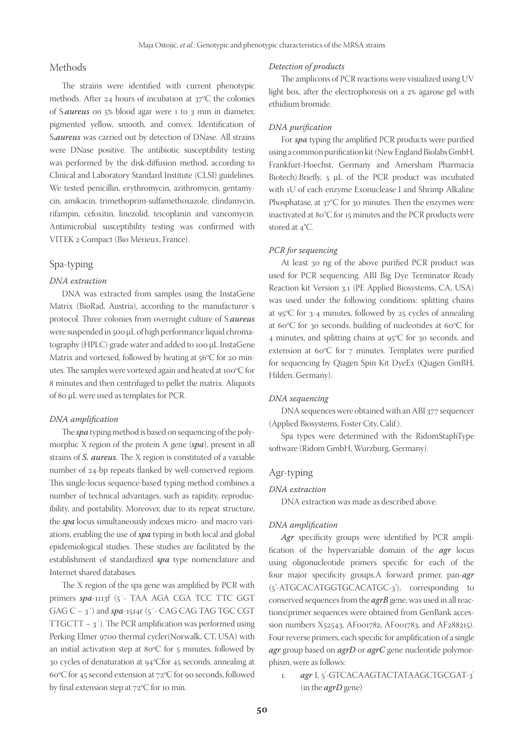## Methods

The strains were identified with current phenotypic methods. After 24 hours of incubation at 37°C the colonies of S.*aureus* on 5% blood agar were 1 to 3 mm in diameter, pigmented yellow, smooth, and convex. Identification of S.*aureus* was carried out by detection of DNase. All strains were DNase positive. The antibiotic susceptibility testing was performed by the disk-diffusion method, according to Clinical and Laboratory Standard Institute (CLSI) guidelines. We tested penicillin, erythromycin, azithromycin, gentamycin, amikacin, trimethoprim-sulfamethoxazole, clindamycin, rifampin, cefoxitin, linezolid, teicoplanin and vancomycin. Antimicrobial susceptibility testing was confirmed with VITEK 2 Compact (Bio Mérieux, France).

## Spa-typing

### *DNA extraction*

DNA was extracted from samples using the InstaGene Matrix (BioRad, Austria), according to the manufacturer´s protocol. Three colonies from overnight culture of S.*aureus* were suspended in 500 μL of high performance liquid chromatography (HPLC) grade water and added to 100 μL InstaGene Matrix and vortexed, followed by heating at 56°C for 20 minutes. The samples were vortexed again and heated at 100°C for 8 minutes and then centrifuged to pellet the matrix. Aliquots of 80 μL were used as templates for PCR.

### *DNA amplification*

The ***spa*** typing method is based on sequencing of the polymorphic X region of the protein A gene (***spa***), present in all strains of ***S. aureus.*** The X region is constituted of a variable number of 24-bp repeats flanked by well-conserved regions. This single-locus sequence-based typing method combines a number of technical advantages, such as rapidity, reproducibility, and portability. Moreover, due to its repeat structure, the ***spa*** locus simultaneously indexes micro- and macro variations, enabling the use of ***spa*** typing in both local and global epidemiological studies. These studies are facilitated by the establishment of standardized ***spa*** type nomenclature and Internet shared databases.

The X region of the spa gene was amplified by PCR with primers ***spa***-1113f (5´- TAA AGA CGA TCC TTC GGT GAG C – 3´) and ***spa***-1514r (5´- CAG CAG TAG TGC CGT TTGCTT – 3´). The PCR amplification was performed using Perking Elmer 9700 thermal cycler(Norwalk, CT, USA) with an initial activation step at 80°C for 5 minutes, followed by 30 cycles of denaturation at 94°Cfor 45 seconds, annealing at 60°C for 45 second extension at 72°C for 90 seconds, followed by final extension step at 72°C for 10 min.

### *Detection of products*

The amplicons of PCR reactions were visualized using UV light box, after the electrophoresis on a 2% agarose gel with ethidium bromide.

### *DNA purification*

For ***spa*** typing the amplified PCR products were purified using a common purification kit (New England Biolabs GmbH, Frankfurt-Hoechst, Germany and Amersham Pharmacia Biotech).Briefly, 5 μL of the PCR product was incubated with 1U of each enzyme Exonuclease I and Shrimp Alkaline Phosphatase, at 37°C for 30 minutes. Then the enzymes were inactivated at 80°C for 15 minutes and the PCR products were stored at 4°C.

### *PCR for sequencing*

At least 30 ng of the above purified PCR product was used for PCR sequencing. ABI Big Dye Terminator Ready Reaction kit Version 3.1 (PE Applied Biosystems, CA, USA) was used under the following conditions: splitting chains at 95°C for 3-4 minutes, followed by 25 cycles of annealing at 60°C for 30 seconds, building of nucleotides at 60°C for 4 minutes, and splitting chains at 95°C for 30 seconds, and extension at 60°C for 7 minutes. Templates were purified for sequencing by Qiagen Spin Kit DyeEx (Qiagen GmBH, Hilden, Germany).

### *DNA sequencing*

DNA sequences were obtained with an ABI 377 sequencer (Applied Biosystems, Foster City, Calif.).

Spa types were determined with the RidomStaphType software (Ridom GmbH, Wurzburg, Germany).

## Agr-typing

### *DNA extraction*

DNA extraction was made as described above.

### *DNA amplification*

***Agr*** specificity groups were identified by PCR amplification of the hypervariable domain of the ***agr*** locus using oligonucleotide primers specific for each of the four major specificity groups.A forward primer, pan-***agr*** (5'-ATGCACATGGTGCACATGC-3'), corresponding to conserved sequences from the ***agrB*** gene, was used in all reactions(primer sequences were obtained from GenBank accession numbers X52543, AF001782, AF001783, and AF288215). Four reverse primers, each specific for amplification of a single ***agr*** group based on ***agrD*** or ***agrC*** gene nucleotide polymorphism, were as follows:

1. ***agr*** I, 5'-GTCACAAGTACTATAAGCTGCGAT-3' (in the ***agrD*** gene)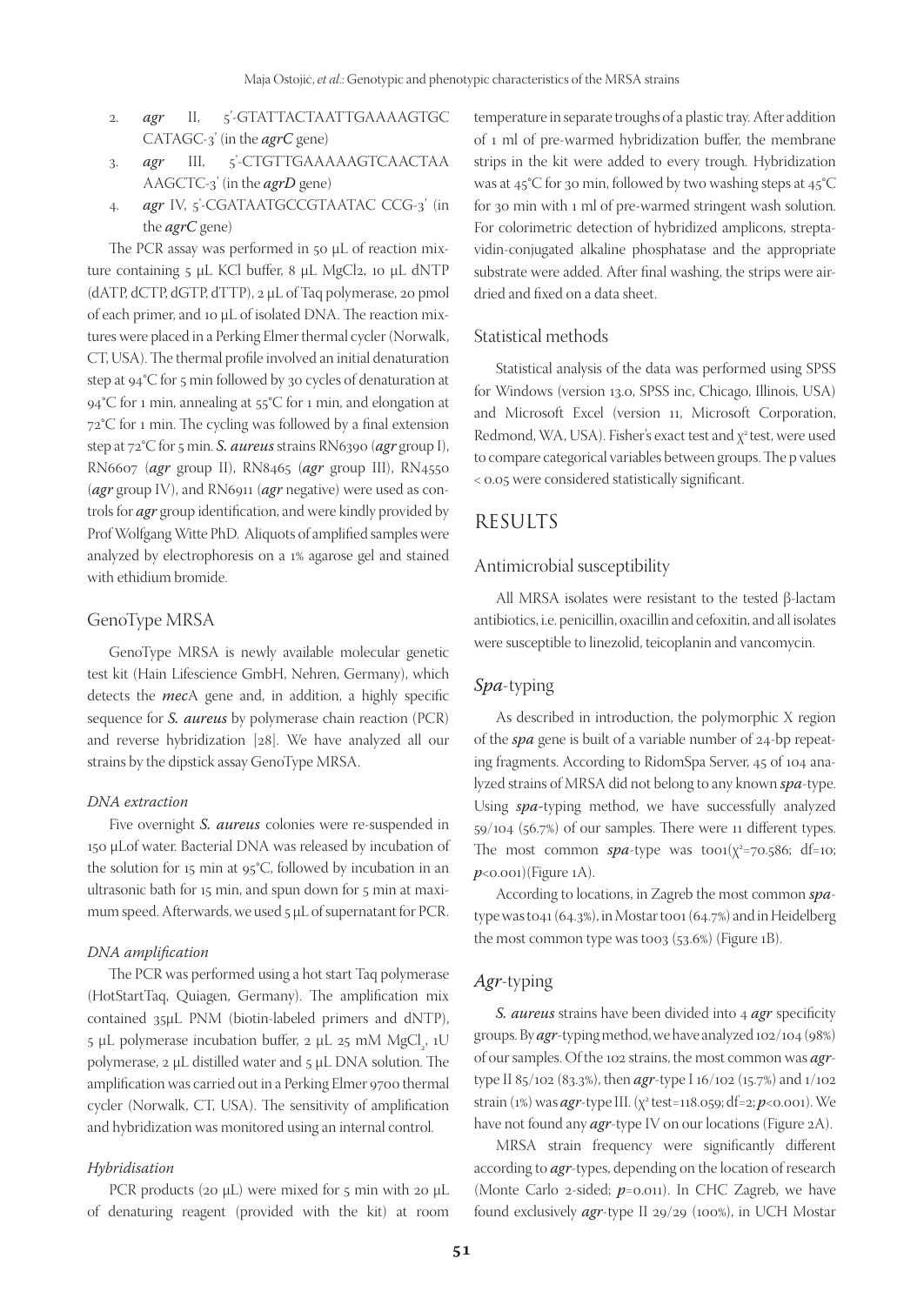2. *agr* II, 5'-GTATTACTAATTGAAAAGTGC CATAGC-3' (in the *agrC* gene)
3. *agr* III, 5'-CTGTTGAAAAAGTCAACTAA AAGCTC-3' (in the *agrD* gene)
4. *agr* IV, 5'-CGATAATGCCGTAATAC CCG-3' (in the *agrC* gene)

The PCR assay was performed in 50 μL of reaction mixture containing 5 μL KCl buffer, 8 μL $MgCl_2$, 10 μL dNTP (dATP, dCTP, dGTP, dTTP), 2 μL of Taq polymerase, 20 pmol of each primer, and 10 μL of isolated DNA. The reaction mixtures were placed in a Perking Elmer thermal cycler (Norwalk, CT, USA). The thermal profile involved an initial denaturation step at 94°C for 5 min followed by 30 cycles of denaturation at 94°C for 1 min, annealing at 55°C for 1 min, and elongation at 72°C for 1 min. The cycling was followed by a final extension step at 72°C for 5 min. ***S. aureus*** strains RN6390 (***agr*** group I), RN6607 (***agr*** group II), RN8465 (***agr*** group III), RN4550 (***agr*** group IV), and RN6911 (***agr*** negative) were used as controls for ***agr*** group identification, and were kindly provided by Prof Wolfgang Witte PhD. Aliquots of amplified samples were analyzed by electrophoresis on a 1% agarose gel and stained with ethidium bromide.

## GenoType MRSA

GenoType MRSA is newly available molecular genetic test kit (Hain Lifescience GmbH, Nehren, Germany), which detects the ***mec*A** gene and, in addition, a highly specific sequence for ***S. aureus*** by polymerase chain reaction (PCR) and reverse hybridization [28]. We have analyzed all our strains by the dipstick assay GenoType MRSA.

#### *DNA extraction*

Five overnight ***S. aureus*** colonies were re-suspended in 150 μLof water. Bacterial DNA was released by incubation of the solution for 15 min at 95°C, followed by incubation in an ultrasonic bath for 15 min, and spun down for 5 min at maximum speed. Afterwards, we used 5 μL of supernatant for PCR.

#### *DNA amplification*

The PCR was performed using a hot start Taq polymerase (HotStartTaq, Quiagen, Germany). The amplification mix contained 35μL PNM (biotin-labeled primers and dNTP), 5 μL polymerase incubation buffer, 2 μL 25 mM $MgCl_2$, 1U polymerase, 2 μL distilled water and 5 μL DNA solution. The amplification was carried out in a Perking Elmer 9700 thermal cycler (Norwalk, CT, USA). The sensitivity of amplification and hybridization was monitored using an internal control.

#### *Hybridisation*

PCR products (20 μL) were mixed for 5 min with 20 μL of denaturing reagent (provided with the kit) at room temperature in separate troughs of a plastic tray. After addition of 1 ml of pre-warmed hybridization buffer, the membrane strips in the kit were added to every trough. Hybridization was at 45°C for 30 min, followed by two washing steps at 45°C for 30 min with 1 ml of pre-warmed stringent wash solution. For colorimetric detection of hybridized amplicons, streptavidin-conjugated alkaline phosphatase and the appropriate substrate were added. After final washing, the strips were air-dried and fixed on a data sheet.

## Statistical methods

Statistical analysis of the data was performed using SPSS for Windows (version 13.0, SPSS inc, Chicago, Illinois, USA) and Microsoft Excel (version 11, Microsoft Corporation, Redmond, WA, USA). Fisher's exact test and $\chi^2$ test, were used to compare categorical variables between groups. The p values < 0.05 were considered statistically significant.

# RESULTS

## Antimicrobial susceptibility

All MRSA isolates were resistant to the tested β-lactam antibiotics, i.e. penicillin, oxacillin and cefoxitin, and all isolates were susceptible to linezolid, teicoplanin and vancomycin.

## *Spa*-typing

As described in introduction, the polymorphic X region of the ***spa*** gene is built of a variable number of 24-bp repeating fragments. According to RidomSpa Server, 45 of 104 analyzed strains of MRSA did not belong to any known ***spa***-type. Using ***spa***-typing method, we have successfully analyzed 59/104 (56.7%) of our samples. There were 11 different types. The most common ***spa***-type was t001($\chi^2$=70.586; df=10; ***p***<0.001)(Figure 1A).

According to locations, in Zagreb the most common ***spa***-type was t041 (64.3%), in Mostar t001 (64.7%) and in Heidelberg the most common type was t003 (53.6%) (Figure 1B).

## *Agr*-typing

***S. aureus*** strains have been divided into 4 ***agr*** specificity groups. By ***agr***-typing method, we have analyzed 102/104 (98%) of our samples. Of the 102 strains, the most common was ***agr***-type II 85/102 (83.3%), then ***agr***-type I 16/102 (15.7%) and 1/102 strain (1%) was ***agr***-type III. ($\chi^2$ test=118.059; df=2; ***p***<0.001). We have not found any ***agr***-type IV on our locations (Figure 2A).

MRSA strain frequency were significantly different according to ***agr***-types, depending on the location of research (Monte Carlo 2-sided; ***p***=0.011). In CHC Zagreb, we have found exclusively ***agr***-type II 29/29 (100%), in UCH Mostar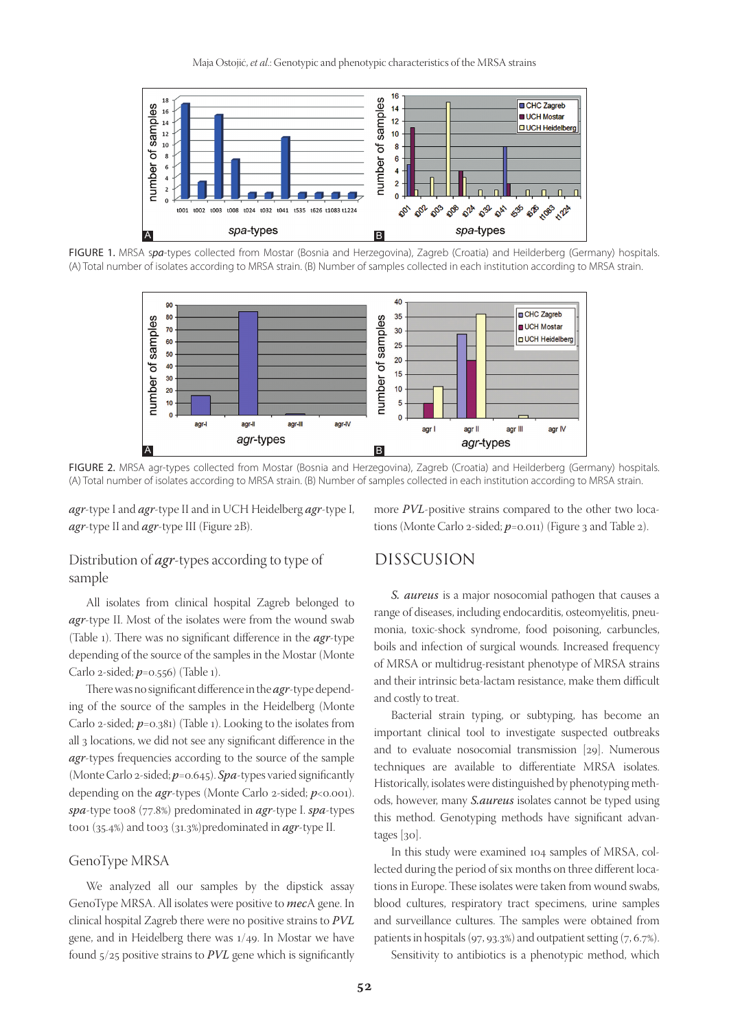FIGURE 1. MRSA *spa*-types collected from Mostar (Bosnia and Herzegovina), Zagreb (Croatia) and Heilderberg (Germany) hospitals. (A) Total number of isolates according to MRSA strain. (B) Number of samples collected in each institution according to MRSA strain.

FIGURE 2. MRSA agr-types collected from Mostar (Bosnia and Herzegovina), Zagreb (Croatia) and Heilderberg (Germany) hospitals. (A) Total number of isolates according to MRSA strain. (B) Number of samples collected in each institution according to MRSA strain.

***agr*-type I and *agr*-type II and in UCH Heidelberg *agr*-type I, *agr*-type II and *agr*-type III (Figure 2B).

## Distribution of *agr*-types according to type of sample

All isolates from clinical hospital Zagreb belonged to *agr*-type II. Most of the isolates were from the wound swab (Table 1). There was no significant difference in the *agr*-type depending of the source of the samples in the Mostar (Monte Carlo 2-sided; $p$=0.556) (Table 1).

There was no significant difference in the *agr*-type depending of the source of the samples in the Heidelberg (Monte Carlo 2-sided; $p$=0.381) (Table 1). Looking to the isolates from all 3 locations, we did not see any significant difference in the *agr*-types frequencies according to the source of the sample (Monte Carlo 2-sided; $p$=0.645). *Spa*-types varied significantly depending on the *agr*-types (Monte Carlo 2-sided; $p$<0.001). *spa*-type t008 (77.8%) predominated in *agr*-type I. *spa*-types t001 (35.4%) and t003 (31.3%)predominated in *agr*-type II.

## GenoType MRSA

We analyzed all our samples by the dipstick assay GenoType MRSA. All isolates were positive to *mec*A gene. In clinical hospital Zagreb there were no positive strains to *PVL* gene, and in Heidelberg there was 1/49. In Mostar we have found 5/25 positive strains to *PVL* gene which is significantly more *PVL*-positive strains compared to the other two locations (Monte Carlo 2-sided; $p$=0.011) (Figure 3 and Table 2).

# DISSCUSION

*S. aureus* is a major nosocomial pathogen that causes a range of diseases, including endocarditis, osteomyelitis, pneumonia, toxic-shock syndrome, food poisoning, carbuncles, boils and infection of surgical wounds. Increased frequency of MRSA or multidrug-resistant phenotype of MRSA strains and their intrinsic beta-lactam resistance, make them difficult and costly to treat.

Bacterial strain typing, or subtyping, has become an important clinical tool to investigate suspected outbreaks and to evaluate nosocomial transmission [29]. Numerous techniques are available to differentiate MRSA isolates. Historically, isolates were distinguished by phenotyping methods, however, many *S.aureus* isolates cannot be typed using this method. Genotyping methods have significant advantages [30].

In this study were examined 104 samples of MRSA, collected during the period of six months on three different locations in Europe. These isolates were taken from wound swabs, blood cultures, respiratory tract specimens, urine samples and surveillance cultures. The samples were obtained from patients in hospitals (97, 93.3%) and outpatient setting (7, 6.7%).

Sensitivity to antibiotics is a phenotypic method, which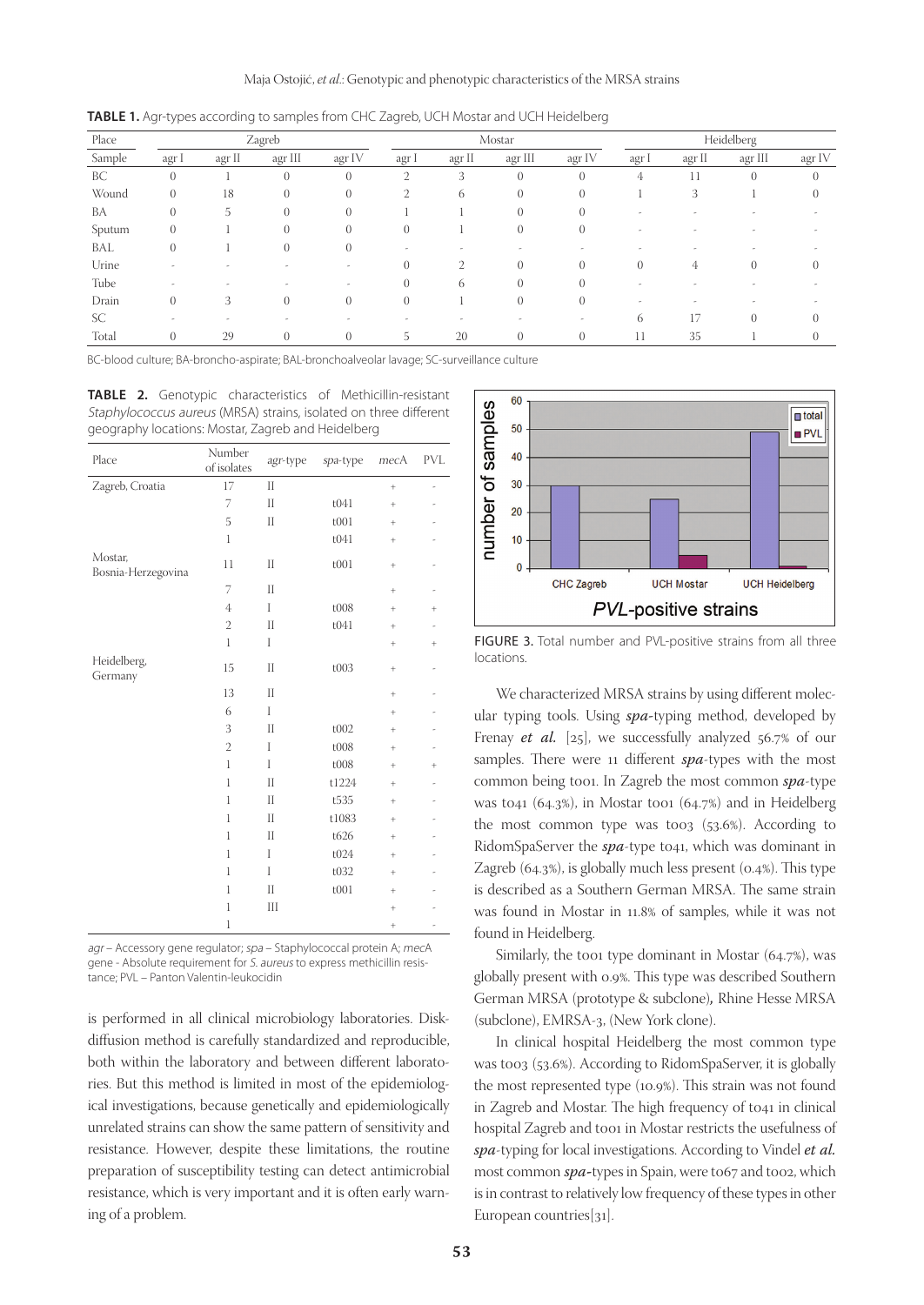**TABLE 1.** Agr-types according to samples from CHC Zagreb, UCH Mostar and UCH Heidelberg

| Place | Zagreb | | | | Mostar | | | | Heidelberg | | | |
|---|---|---|---|---|---|---|---|---|---|---|---|---|
| Sample | agr I | agr II | agr III | agr IV | agr I | agr II | agr III | agr IV | agr I | agr II | agr III | agr IV |
| BC | 0 | 1 | 0 | 0 | 2 | 3 | 0 | 0 | 4 | 11 | 0 | 0 |
| Wound | 0 | 18 | 0 | 0 | 2 | 6 | 0 | 0 | 1 | 3 | 1 | 0 |
| BA | 0 | 5 | 0 | 0 | 1 | 1 | 0 | 0 | - | - | - | - |
| Sputum | 0 | 1 | 0 | 0 | 0 | 1 | 0 | 0 | - | - | - | - |
| BAL | 0 | 1 | 0 | 0 | - | - | - | - | - | - | - | - |
| Urine | - | - | - | - | 0 | 2 | 0 | 0 | 0 | 4 | 0 | 0 |
| Tube | - | - | - | - | 0 | 6 | 0 | 0 | - | - | - | - |
| Drain | 0 | 3 | 0 | 0 | 0 | 1 | 0 | 0 | - | - | - | - |
| SC | - | - | - | - | - | - | - | - | 6 | 17 | 0 | 0 |
| Total | 0 | 29 | 0 | 0 | 5 | 20 | 0 | 0 | 11 | 35 | 1 | 0 |

BC-blood culture; BA-broncho-aspirate; BAL-bronchoalveolar lavage; SC-surveillance culture

**TABLE 2.** Genotypic characteristics of Methicillin-resistant *Staphylococcus aureus* (MRSA) strains, isolated on three different geography locations: Mostar, Zagreb and Heidelberg

| Place | Number of isolates | *agr*-type | *spa*-type | *mecA* | PVL |
|---|---|---|---|---|---|
| Zagreb, Croatia | 17 | II | | + | - |
| | 7 | II | t041 | + | - |
| | 5 | II | t001 | + | - |
| | 1 | | t041 | + | - |
| Mostar, Bosnia-Herzegovina | 11 | II | t001 | + | - |
| | 7 | II | | + | - |
| | 4 | I | t008 | + | + |
| | 2 | II | t041 | + | - |
| | 1 | I | | + | + |
| Heidelberg, Germany | 15 | II | t003 | + | - |
| | 13 | II | | + | - |
| | 6 | I | | + | - |
| | 3 | II | t002 | + | - |
| | 2 | I | t008 | + | - |
| | 1 | I | t008 | + | + |
| | 1 | II | t1224 | + | - |
| | 1 | II | t535 | + | - |
| | 1 | II | t1083 | + | - |
| | 1 | II | t626 | + | - |
| | 1 | I | t024 | + | - |
| | 1 | I | t032 | + | - |
| | 1 | II | t001 | + | - |
| | 1 | III | | + | - |
| | 1 | | | + | - |

*agr* – Accessory gene regulator; *spa* – Staphylococcal protein A; *mecA* gene - Absolute requirement for *S. aureus* to express methicillin resistance; PVL – Panton Valentin-leukocidin

FIGURE 3. Total number and PVL-positive strains from all three locations.

is performed in all clinical microbiology laboratories. Disk-diffusion method is carefully standardized and reproducible, both within the laboratory and between different laboratories. But this method is limited in most of the epidemiological investigations, because genetically and epidemiologically unrelated strains can show the same pattern of sensitivity and resistance. However, despite these limitations, the routine preparation of susceptibility testing can detect antimicrobial resistance, which is very important and it is often early warning of a problem.

We characterized MRSA strains by using different molecular typing tools. Using ***spa***-typing method, developed by Frenay ***et al.*** [25], we successfully analyzed 56.7% of our samples. There were 11 different ***spa***-types with the most common being t001. In Zagreb the most common ***spa***-type was t041 (64.3%), in Mostar t001 (64.7%) and in Heidelberg the most common type was t003 (53.6%). According to RidomSpaServer the ***spa***-type t041, which was dominant in Zagreb (64.3%), is globally much less present (0.4%). This type is described as a Southern German MRSA. The same strain was found in Mostar in 11.8% of samples, while it was not found in Heidelberg.

Similarly, the t001 type dominant in Mostar (64.7%), was globally present with 0.9%. This type was described Southern German MRSA (prototype & subclone)**,** Rhine Hesse MRSA (subclone), EMRSA-3, (New York clone).

In clinical hospital Heidelberg the most common type was t003 (53.6%). According to RidomSpaServer, it is globally the most represented type (10.9%). This strain was not found in Zagreb and Mostar. The high frequency of t041 in clinical hospital Zagreb and t001 in Mostar restricts the usefulness of ***spa***-typing for local investigations. According to Vindel ***et al.*** most common ***spa***-types in Spain, were t067 and t002, which is in contrast to relatively low frequency of these types in other European countries[31].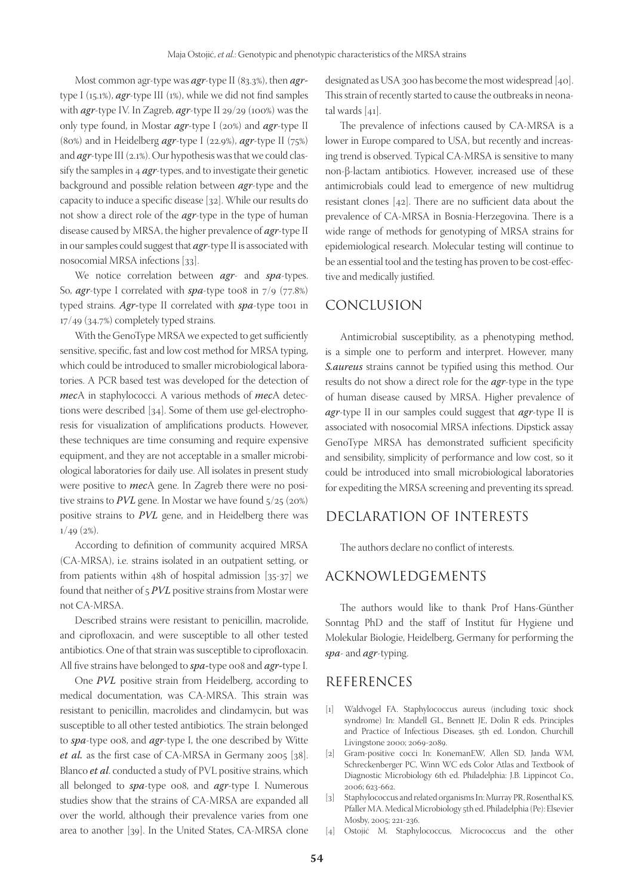Most common agr-type was ***agr***-type II (83.3%), then ***agr***-type I (15.1%), ***agr***-type III (1%), while we did not find samples with ***agr***-type IV. In Zagreb, ***agr***-type II 29/29 (100%) was the only type found, in Mostar ***agr***-type I (20%) and ***agr***-type II (80%) and in Heidelberg ***agr***-type I (22.9%), ***agr***-type II (75%) and ***agr***-type III (2.1%). Our hypothesis was that we could classify the samples in 4 ***agr***-types, and to investigate their genetic background and possible relation between ***agr***-type and the capacity to induce a specific disease [32]. While our results do not show a direct role of the ***agr***-type in the type of human disease caused by MRSA, the higher prevalence of ***agr***-type II in our samples could suggest that ***agr***-type II is associated with nosocomial MRSA infections [33].

We notice correlation between ***agr***- and ***spa***-types. So, ***agr***-type I correlated with ***spa***-type t008 in 7/9 (77.8%) typed strains. ***Agr***-type II correlated with ***spa***-type t001 in 17/49 (34.7%) completely typed strains.

With the GenoType MRSA we expected to get sufficiently sensitive, specific, fast and low cost method for MRSA typing, which could be introduced to smaller microbiological laboratories. A PCR based test was developed for the detection of ***mec***A in staphylococci. A various methods of ***mec***A detections were described [34]. Some of them use gel-electrophoresis for visualization of amplifications products. However, these techniques are time consuming and require expensive equipment, and they are not acceptable in a smaller microbiological laboratories for daily use. All isolates in present study were positive to ***mec***A gene. In Zagreb there were no positive strains to ***PVL*** gene. In Mostar we have found 5/25 (20%) positive strains to ***PVL*** gene, and in Heidelberg there was 1/49 (2%).

According to definition of community acquired MRSA (CA-MRSA), i.e. strains isolated in an outpatient setting, or from patients within 48h of hospital admission [35-37] we found that neither of 5 ***PVL*** positive strains from Mostar were not CA-MRSA.

Described strains were resistant to penicillin, macrolide, and ciprofloxacin, and were susceptible to all other tested antibiotics. One of that strain was susceptible to ciprofloxacin. All five strains have belonged to ***spa***-type 008 and ***agr***-type I.

One ***PVL*** positive strain from Heidelberg, according to medical documentation, was CA-MRSA. This strain was resistant to penicillin, macrolides and clindamycin, but was susceptible to all other tested antibiotics. The strain belonged to ***spa***-type 008, and ***agr***-type I, the one described by Witte ***et al.*** as the first case of CA-MRSA in Germany 2005 [38]. Blanco ***et al***. conducted a study of PVL positive strains, which all belonged to ***spa***-type 008, and ***agr***-type I. Numerous studies show that the strains of CA-MRSA are expanded all over the world, although their prevalence varies from one area to another [39]. In the United States, CA-MRSA clone designated as USA 300 has become the most widespread [40]. This strain of recently started to cause the outbreaks in neonatal wards [41].

The prevalence of infections caused by CA-MRSA is a lower in Europe compared to USA, but recently and increasing trend is observed. Typical CA-MRSA is sensitive to many non-β-lactam antibiotics. However, increased use of these antimicrobials could lead to emergence of new multidrug resistant clones [42]. There are no sufficient data about the prevalence of CA-MRSA in Bosnia-Herzegovina. There is a wide range of methods for genotyping of MRSA strains for epidemiological research. Molecular testing will continue to be an essential tool and the testing has proven to be cost-effective and medically justified.

## CONCLUSION

Antimicrobial susceptibility, as a phenotyping method, is a simple one to perform and interpret. However, many ***S.aureus*** strains cannot be typified using this method. Our results do not show a direct role for the ***agr***-type in the type of human disease caused by MRSA. Higher prevalence of ***agr***-type II in our samples could suggest that ***agr***-type II is associated with nosocomial MRSA infections. Dipstick assay GenoType MRSA has demonstrated sufficient specificity and sensibility, simplicity of performance and low cost, so it could be introduced into small microbiological laboratories for expediting the MRSA screening and preventing its spread.

## DECLARATION OF INTERESTS

The authors declare no conflict of interests.

## ACKNOWLEDGEMENTS

The authors would like to thank Prof Hans-Günther Sonntag PhD and the staff of Institut für Hygiene und Molekular Biologie, Heidelberg, Germany for performing the ***spa***- and ***agr***-typing.

## REFERENCES

[1] Waldvogel FA. Staphylococcus aureus (including toxic shock syndrome) In: Mandell GL, Bennett JE, Dolin R eds. Principles and Practice of Infectious Diseases, 5th ed. London, Churchill Livingstone 2000; 2069-2089.

[2] Gram-positive cocci In: KonemanEW, Allen SD, Janda WM, Schreckenberger PC, Winn WC eds Color Atlas and Textbook of Diagnostic Microbiology 6th ed. Philadelphia: J.B. Lippincot Co., 2006; 623-662.

[3] Staphylococcus and related organisms In: Murray PR, Rosenthal KS, Pfaller MA. Medical Microbiology 5th ed. Philadelphia (Pe): Elsevier Mosby, 2005; 221-236.

[4] Ostojić M. Staphylococcus, Micrococcus and the other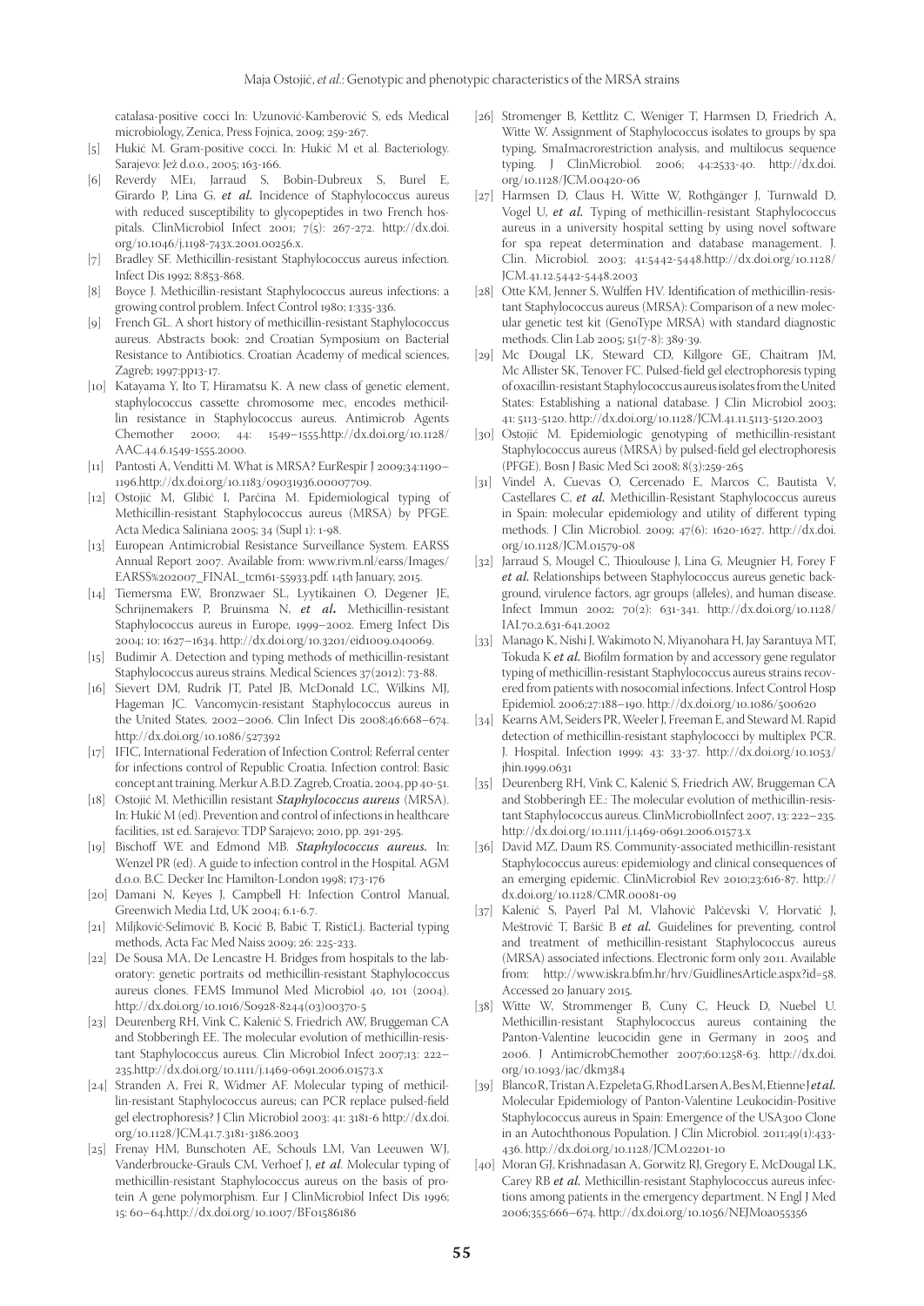catalasa-positive cocci In: Uzunović-Kamberović S, eds Medical microbiology, Zenica, Press Fojnica, 2009; 259-267.

[5] Hukić M. Gram-positive cocci. In: Hukić M et al. Bacteriology. Sarajevo: Jež d.o.o., 2005; 163-166.

[6] Reverdy ME1, Jarraud S, Bobin-Dubreux S, Burel E, Girardo P, Lina G, *et al.* Incidence of Staphylococcus aureus with reduced susceptibility to glycopeptides in two French hospitals. ClinMicrobiol Infect 2001; 7(5): 267-272. http://dx.doi.org/10.1046/j.1198-743x.2001.00256.x.

[7] Bradley SF. Methicillin-resistant Staphylococcus aureus infection. Infect Dis 1992; 8:853-868.

[8] Boyce J. Methicillin-resistant Staphylococcus aureus infections: a growing control problem. Infect Control 1980; 1:335-336.

[9] French GL. A short history of methicillin-resistant Staphylococcus aureus. Abstracts book: 2nd Croatian Symposium on Bacterial Resistance to Antibiotics. Croatian Academy of medical sciences, Zagreb; 1997:pp13-17.

[10] Katayama Y, Ito T, Hiramatsu K. A new class of genetic element, staphylococcus cassette chromosome mec, encodes methicillin resistance in Staphylococcus aureus. Antimicrob Agents Chemother 2000; 44: 1549–1555.http://dx.doi.org/10.1128/AAC.44.6.1549-1555.2000.

[11] Pantosti A, Venditti M. What is MRSA? EurRespir J 2009;34:1190–1196.http://dx.doi.org/10.1183/09031936.00007709.

[12] Ostojić M, Glibić I, Parčina M. Epidemiological typing of Methicillin-resistant Staphylococcus aureus (MRSA) by PFGE. Acta Medica Saliniana 2005; 34 (Supl 1): 1-98.

[13] European Antimicrobial Resistance Surveillance System. EARSS Annual Report 2007. Available from: www.rivm.nl/earss/Images/EARSS%202007_FINAL_tcm61-55933.pdf. 14th January, 2015.

[14] Tiemersma EW, Bronzwaer SL, Lyytikainen O, Degener JE, Schrijnemakers P, Bruinsma N, *et al***.** Methicillin-resistant Staphylococcus aureus in Europe, 1999–2002. Emerg Infect Dis 2004; 10: 1627–1634. http://dx.doi.org/10.3201/eid1009.040069.

[15] Budimir A. Detection and typing methods of methicillin-resistant Staphylococcus aureus strains. Medical Sciences 37(2012): 73-88.

[16] Sievert DM, Rudrik JT, Patel JB, McDonald LC, Wilkins MJ, Hageman JC. Vancomycin-resistant Staphylococcus aureus in the United States, 2002–2006. Clin Infect Dis 2008;46:668–674. http://dx.doi.org/10.1086/527392

[17] IFIC, International Federation of Infection Control; Referral center for infections control of Republic Croatia. Infection control: Basic concept ant training. Merkur A.B.D. Zagreb, Croatia, 2004, pp 40-51.

[18] Ostojić M. Methicillin resistant ***Staphylococcus aureus*** (MRSA). In: Hukić M (ed). Prevention and control of infections in healthcare facilities, 1st ed. Sarajevo: TDP Sarajevo; 2010, pp. 291-295.

[19] Bischoff WE and Edmond MB. ***Staphylococcus aureus.*** In: Wenzel PR (ed). A guide to infection control in the Hospital. AGM d.o.o. B.C. Decker Inc Hamilton-London 1998; 173-176

[20] Damani N, Keyes J, Campbell H: Infection Control Manual, Greenwich Media Ltd, UK 2004; 6.1-6.7.

[21] Miljković-Selimović B, Kocić B, Babić T, RistićLj. Bacterial typing methods, Acta Fac Med Naiss 2009; 26: 225-233.

[22] De Sousa MA, De Lencastre H. Bridges from hospitals to the laboratory: genetic portraits od methicillin-resistant Staphylococcus aureus clones. FEMS Immunol Med Microbiol 40, 101 (2004). http://dx.doi.org/10.1016/S0928-8244(03)00370-5

[23] Deurenberg RH, Vink C, Kalenić S, Friedrich AW, Bruggeman CA and Stobberingh EE. The molecular evolution of methicillin-resistant Staphylococcus aureus. Clin Microbiol Infect 2007;13: 222–235.http://dx.doi.org/10.1111/j.1469-0691.2006.01573.x

[24] Stranden A, Frei R, Widmer AF. Molecular typing of methicillin-resistant Staphylococcus aureus; can PCR replace pulsed-field gel electrophoresis? J Clin Microbiol 2003: 41: 3181-6 http://dx.doi.org/10.1128/JCM.41.7.3181-3186.2003

[25] Frenay HM, Bunschoten AE, Schouls LM, Van Leeuwen WJ, Vanderbroucke-Grauls CM, Verhoef J, *et al*. Molecular typing of methicillin-resistant Staphylococcus aureus on the basis of protein A gene polymorphism. Eur J ClinMicrobiol Infect Dis 1996; 15: 60–64.http://dx.doi.org/10.1007/BF01586186

[26] Stromenger B, Kettlitz C, Weniger T, Harmsen D, Friedrich A, Witte W. Assignment of Staphylococcus isolates to groups by spa typing, SmaImacrorestriction analysis, and multilocus sequence typing. J ClinMicrobiol. 2006; 44:2533-40. http://dx.doi.org/10.1128/JCM.00420-06

[27] Harmsen D, Claus H, Witte W, Rothgänger J, Turnwald D, Vogel U, *et al.* Typing of methicillin-resistant Staphylococcus aureus in a university hospital setting by using novel software for spa repeat determination and database management. J. Clin. Microbiol. 2003; 41:5442-5448.http://dx.doi.org/10.1128/JCM.41.12.5442-5448.2003

[28] Otte KM, Jenner S, Wulffen HV. Identification of methicillin-resistant Staphylococcus aureus (MRSA): Comparison of a new molecular genetic test kit (GenoType MRSA) with standard diagnostic methods. Clin Lab 2005; 51(7-8): 389-39.

[29] Mc Dougal LK, Steward CD, Killgore GE, Chaitram JM, Mc Allister SK, Tenover FC. Pulsed-field gel electrophoresis typing of oxacillin-resistant Staphylococcus aureus isolates from the United States: Establishing a national database. J Clin Microbiol 2003; 41: 5113-5120. http://dx.doi.org/10.1128/JCM.41.11.5113-5120.2003

[30] Ostojić M. Epidemiologic genotyping of methicillin-resistant Staphylococcus aureus (MRSA) by pulsed-field gel electrophoresis (PFGE). Bosn J Basic Med Sci 2008; 8(3):259-265

[31] Vindel A, Cuevas O, Cercenado E, Marcos C, Bautista V, Castellares C, *et al.* Methicillin-Resistant Staphylococcus aureus in Spain: molecular epidemiology and utility of different typing methods. J Clin Microbiol. 2009; 47(6): 1620-1627. http://dx.doi.org/10.1128/JCM.01579-08

[32] Jarraud S, Mougel C, Thioulouse J, Lina G, Meugnier H, Forey F *et al.* Relationships between Staphylococcus aureus genetic background, virulence factors, agr groups (alleles), and human disease. Infect Immun 2002; 70(2): 631-341. http://dx.doi.org/10.1128/IAI.70.2.631-641.2002

[33] Manago K, Nishi J, Wakimoto N, Miyanohara H, Jay Sarantuya MT, Tokuda K *et al.* Biofilm formation by and accessory gene regulator typing of methicillin-resistant Staphylococcus aureus strains recovered from patients with nosocomial infections. Infect Control Hosp Epidemiol. 2006;27:188–190. http://dx.doi.org/10.1086/500620

[34] Kearns AM, Seiders PR, Weeler J, Freeman E, and Steward M. Rapid detection of methicillin-resistant staphylococci by multiplex PCR. J. Hospital. Infection 1999; 43: 33-37. http://dx.doi.org/10.1053/jhin.1999.0631

[35] Deurenberg RH, Vink C, Kalenić S, Friedrich AW, Bruggeman CA and Stobberingh EE.: The molecular evolution of methicillin-resistant Staphylococcus aureus. ClinMicrobiolInfect 2007, 13: 222–235. http://dx.doi.org/10.1111/j.1469-0691.2006.01573.x

[36] David MZ, Daum RS. Community-associated methicillin-resistant Staphylococcus aureus: epidemiology and clinical consequences of an emerging epidemic. ClinMicrobiol Rev 2010;23:616-87. http://dx.doi.org/10.1128/CMR.00081-09

[37] Kalenić S, Payerl Pal M, Vlahović Palčevski V, Horvatić J, Meštrović T, Baršić B *et al.* Guidelines for preventing, control and treatment of methicillin-resistant Staphylococcus aureus (MRSA) associated infections. Electronic form only 2011. Available from: http://www.iskra.bfm.hr/hrv/GuidlinesArticle.aspx?id=58. Accessed 20 January 2015.

[38] Witte W, Strommenger B, Cuny C, Heuck D, Nuebel U. Methicillin-resistant Staphylococcus aureus containing the Panton-Valentine leucocidin gene in Germany in 2005 and 2006. J AntimicrobChemother 2007;60:1258-63. http://dx.doi.org/10.1093/jac/dkm384

[39] Blanco R, Tristan A, Ezpeleta G, Rhod Larsen A, Bes M, Etienne J *et al.* Molecular Epidemiology of Panton-Valentine Leukocidin-Positive Staphylococcus aureus in Spain: Emergence of the USA300 Clone in an Autochthonous Population. J Clin Microbiol. 2011;49(1):433-436. http://dx.doi.org/10.1128/JCM.02201-10

[40] Moran GJ, Krishnadasan A, Gorwitz RJ, Gregory E, McDougal LK, Carey RB *et al.* Methicillin-resistant Staphylococcus aureus infections among patients in the emergency department. N Engl J Med 2006;355:666–674. http://dx.doi.org/10.1056/NEJMoa055356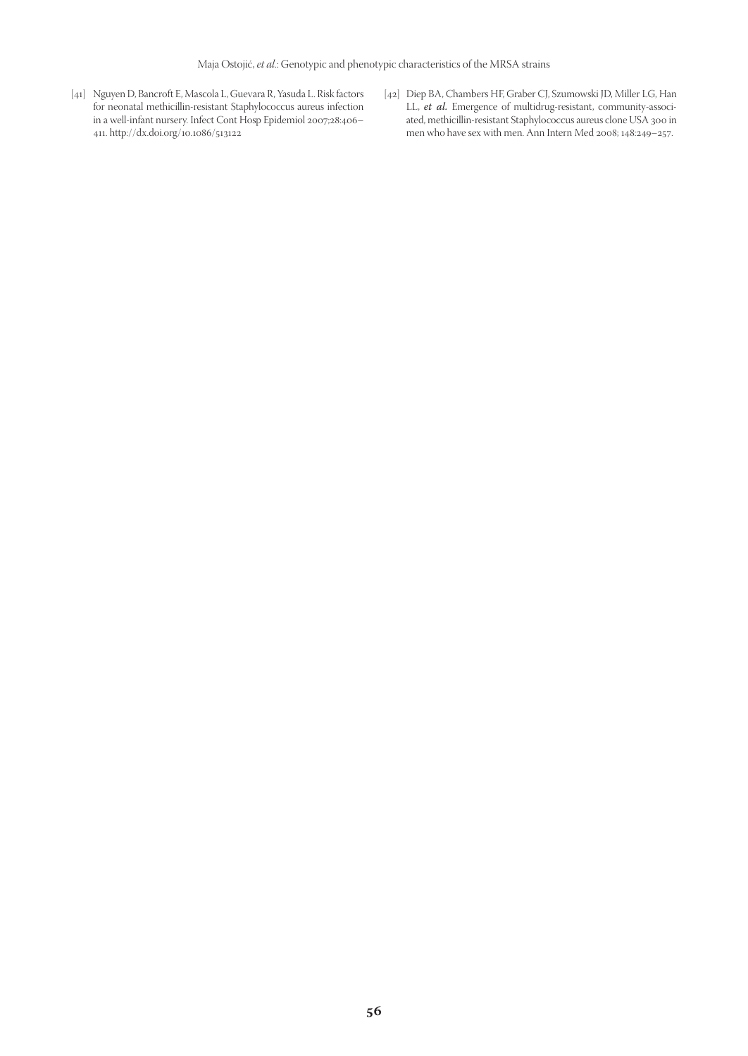[41] Nguyen D, Bancroft E, Mascola L, Guevara R, Yasuda L. Risk factors for neonatal methicillin-resistant Staphylococcus aureus infection in a well-infant nursery. Infect Cont Hosp Epidemiol 2007;28:406–411. http://dx.doi.org/10.1086/513122

[42] Diep BA, Chambers HF, Graber CJ, Szumowski JD, Miller LG, Han LL, ***et al.*** Emergence of multidrug-resistant, community-associated, methicillin-resistant Staphylococcus aureus clone USA 300 in men who have sex with men. Ann Intern Med 2008; 148:249–257.